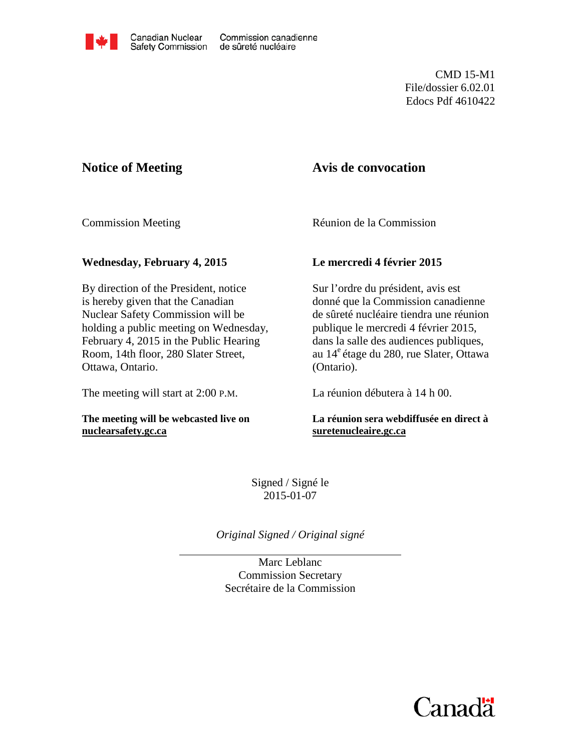Canadian Nuclear Safety Commission / Commission canadienne de sûreté nucléaire

CMD 15-M1
File/dossier 6.02.01
Edocs Pdf 4610422

## Notice of Meeting

Commission Meeting

**Wednesday, February 4, 2015**

By direction of the President, notice is hereby given that the Canadian Nuclear Safety Commission will be holding a public meeting on Wednesday, February 4, 2015 in the Public Hearing Room, 14th floor, 280 Slater Street, Ottawa, Ontario.

The meeting will start at 2:00 P.M.

**The meeting will be webcasted live on nuclearsafety.gc.ca**

## Avis de convocation

Réunion de la Commission

**Le mercredi 4 février 2015**

Sur l'ordre du président, avis est donné que la Commission canadienne de sûreté nucléaire tiendra une réunion publique le mercredi 4 février 2015, dans la salle des audiences publiques, au 14e étage du 280, rue Slater, Ottawa (Ontario).

La réunion débutera à 14 h 00.

**La réunion sera webdiffusée en direct à suretenucleaire.gc.ca**

Signed / Signé le
2015-01-07

*Original Signed / Original signé*

Marc Leblanc
Commission Secretary
Secrétaire de la Commission

Canada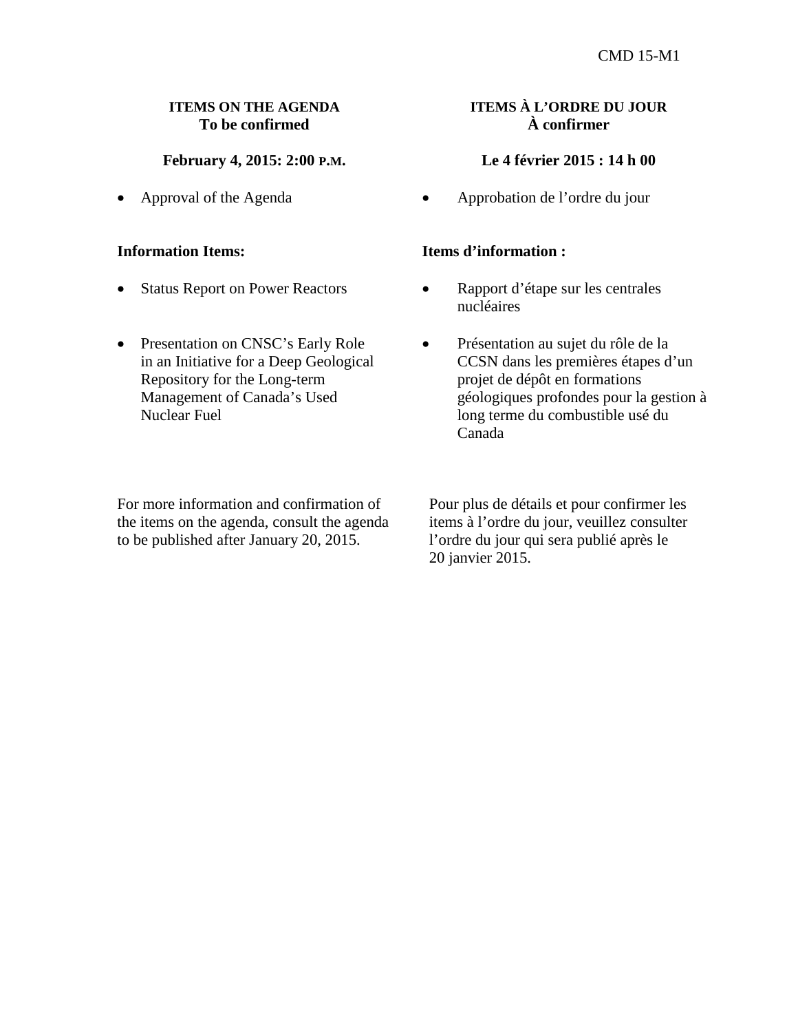CMD 15-M1

**ITEMS ON THE AGENDA**
**To be confirmed**

**February 4, 2015: 2:00 P.M.**

- Approval of the Agenda

**Information Items:**

- Status Report on Power Reactors
- Presentation on CNSC's Early Role in an Initiative for a Deep Geological Repository for the Long-term Management of Canada's Used Nuclear Fuel

For more information and confirmation of the items on the agenda, consult the agenda to be published after January 20, 2015.

**ITEMS À L'ORDRE DU JOUR**
**À confirmer**

**Le 4 février 2015 : 14 h 00**

- Approbation de l'ordre du jour

**Items d'information :**

- Rapport d'étape sur les centrales nucléaires
- Présentation au sujet du rôle de la CCSN dans les premières étapes d'un projet de dépôt en formations géologiques profondes pour la gestion à long terme du combustible usé du Canada

Pour plus de détails et pour confirmer les items à l'ordre du jour, veuillez consulter l'ordre du jour qui sera publié après le 20 janvier 2015.